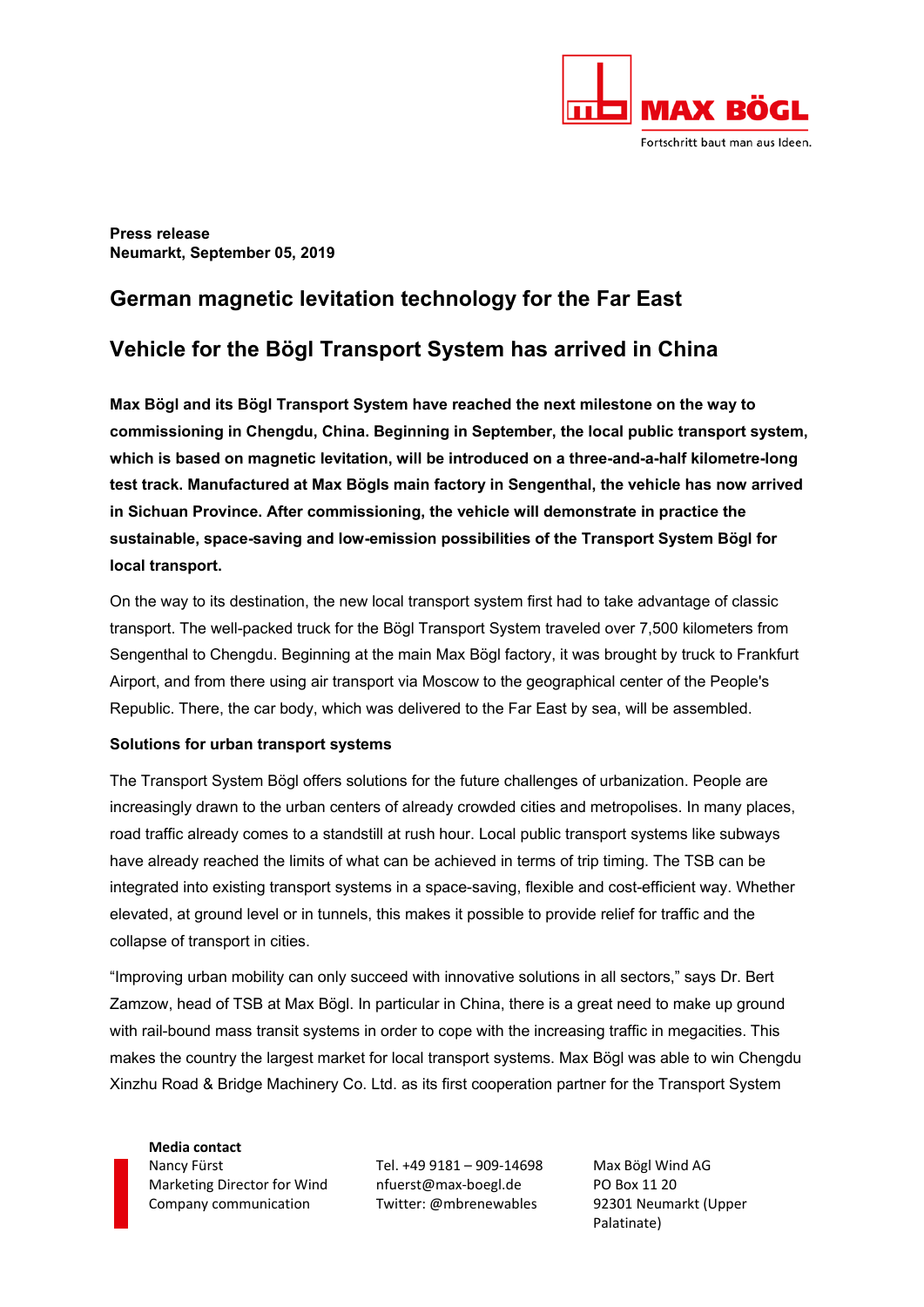**Press release**
**Neumarkt, September 05, 2019**

## German magnetic levitation technology for the Far East

## Vehicle for the Bögl Transport System has arrived in China

**Max Bögl and its Bögl Transport System have reached the next milestone on the way to commissioning in Chengdu, China. Beginning in September, the local public transport system, which is based on magnetic levitation, will be introduced on a three-and-a-half kilometre-long test track. Manufactured at Max Bögls main factory in Sengenthal, the vehicle has now arrived in Sichuan Province. After commissioning, the vehicle will demonstrate in practice the sustainable, space-saving and low-emission possibilities of the Transport System Bögl for local transport.**

On the way to its destination, the new local transport system first had to take advantage of classic transport. The well-packed truck for the Bögl Transport System traveled over 7,500 kilometers from Sengenthal to Chengdu. Beginning at the main Max Bögl factory, it was brought by truck to Frankfurt Airport, and from there using air transport via Moscow to the geographical center of the People's Republic. There, the car body, which was delivered to the Far East by sea, will be assembled.

### Solutions for urban transport systems

The Transport System Bögl offers solutions for the future challenges of urbanization. People are increasingly drawn to the urban centers of already crowded cities and metropolises. In many places, road traffic already comes to a standstill at rush hour. Local public transport systems like subways have already reached the limits of what can be achieved in terms of trip timing. The TSB can be integrated into existing transport systems in a space-saving, flexible and cost-efficient way. Whether elevated, at ground level or in tunnels, this makes it possible to provide relief for traffic and the collapse of transport in cities.

"Improving urban mobility can only succeed with innovative solutions in all sectors," says Dr. Bert Zamzow, head of TSB at Max Bögl. In particular in China, there is a great need to make up ground with rail-bound mass transit systems in order to cope with the increasing traffic in megacities. This makes the country the largest market for local transport systems. Max Bögl was able to win Chengdu Xinzhu Road & Bridge Machinery Co. Ltd. as its first cooperation partner for the Transport System

**Media contact**
Nancy Fürst
Marketing Director for Wind
Company communication

Tel. +49 9181 – 909-14698
nfuerst@max-boegl.de
Twitter: @mbrenewables

Max Bögl Wind AG
PO Box 11 20
92301 Neumarkt (Upper Palatinate)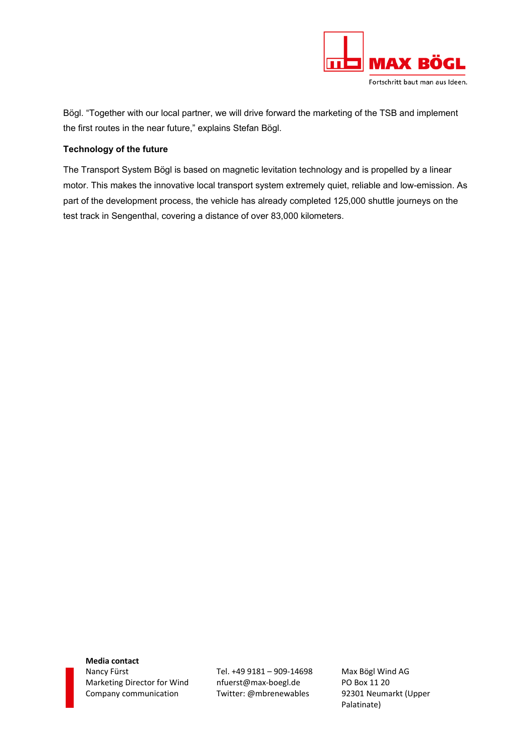Bögl. “Together with our local partner, we will drive forward the marketing of the TSB and implement the first routes in the near future,” explains Stefan Bögl.

**Technology of the future**

The Transport System Bögl is based on magnetic levitation technology and is propelled by a linear motor. This makes the innovative local transport system extremely quiet, reliable and low-emission. As part of the development process, the vehicle has already completed 125,000 shuttle journeys on the test track in Sengenthal, covering a distance of over 83,000 kilometers.

**Media contact**

Nancy Fürst
Marketing Director for Wind
Company communication

Tel. +49 9181 – 909-14698
nfuerst@max-boegl.de
Twitter: @mbrenewables

Max Bögl Wind AG
PO Box 11 20
92301 Neumarkt (Upper Palatinate)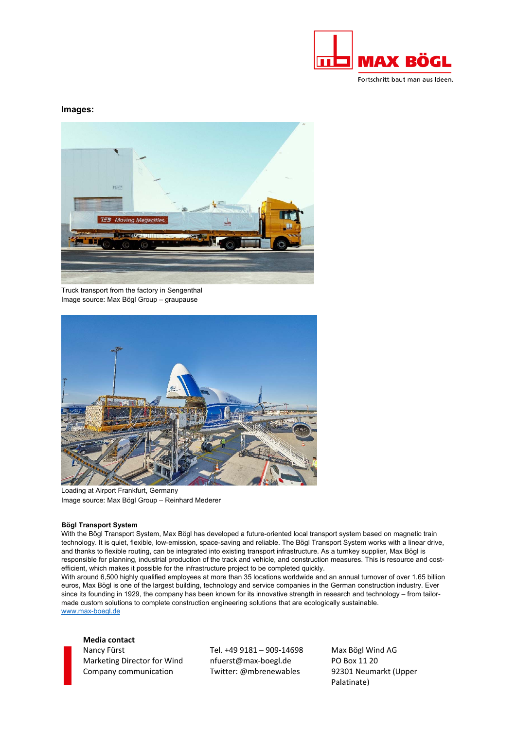**Images:**

Truck transport from the factory in Sengenthal
Image source: Max Bögl Group – graupause

Loading at Airport Frankfurt, Germany
Image source: Max Bögl Group – Reinhard Mederer

**Bögl Transport System**

With the Bögl Transport System, Max Bögl has developed a future-oriented local transport system based on magnetic train technology. It is quiet, flexible, low-emission, space-saving and reliable. The Bögl Transport System works with a linear drive, and thanks to flexible routing, can be integrated into existing transport infrastructure. As a turnkey supplier, Max Bögl is responsible for planning, industrial production of the track and vehicle, and construction measures. This is resource and cost-efficient, which makes it possible for the infrastructure project to be completed quickly.

With around 6,500 highly qualified employees at more than 35 locations worldwide and an annual turnover of over 1.65 billion euros, Max Bögl is one of the largest building, technology and service companies in the German construction industry. Ever since its founding in 1929, the company has been known for its innovative strength in research and technology – from tailor-made custom solutions to complete construction engineering solutions that are ecologically sustainable.

www.max-boegl.de

**Media contact**

Nancy Fürst
Marketing Director for Wind
Company communication

Tel. +49 9181 – 909-14698
nfuerst@max-boegl.de
Twitter: @mbrenewables

Max Bögl Wind AG
PO Box 11 20
92301 Neumarkt (Upper Palatinate)